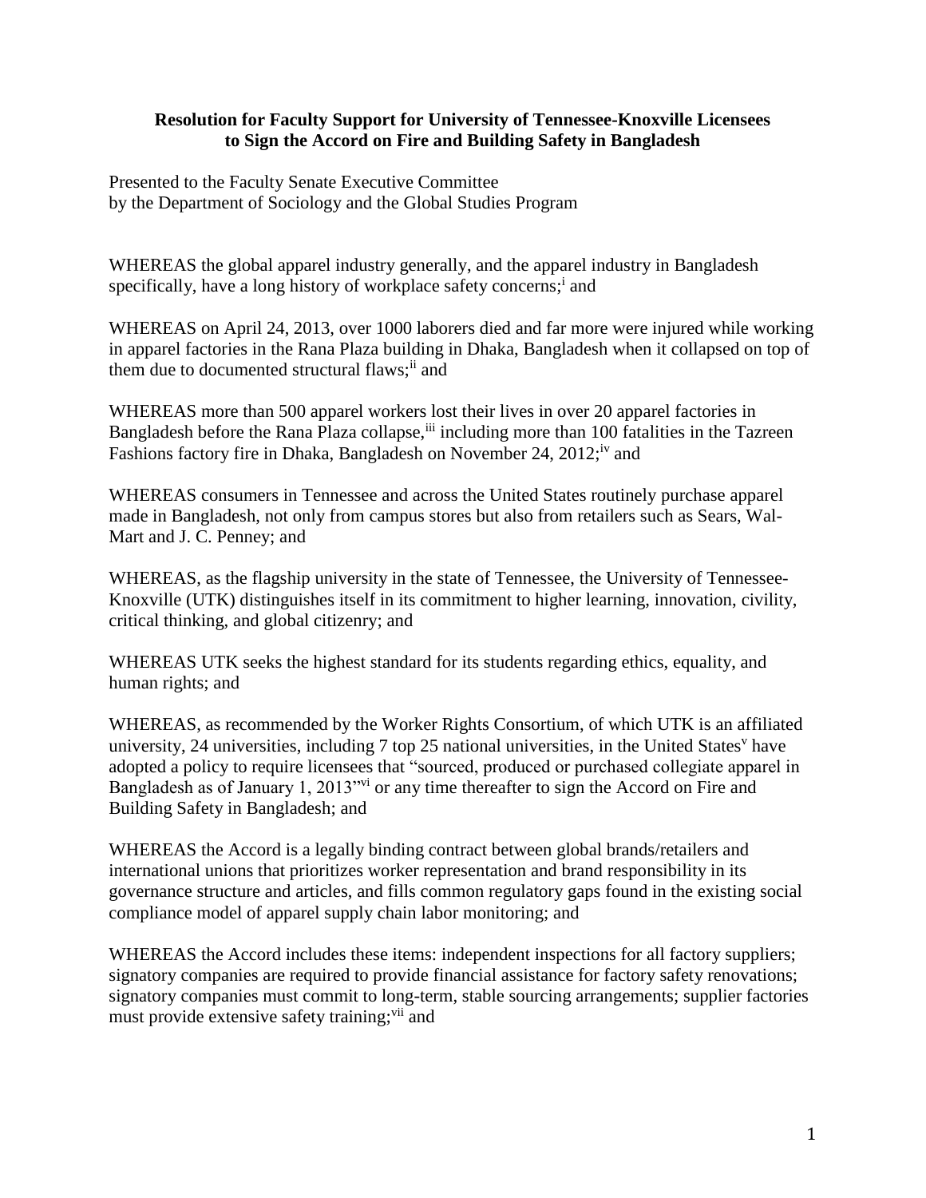**Resolution for Faculty Support for University of Tennessee-Knoxville Licensees to Sign the Accord on Fire and Building Safety in Bangladesh**

Presented to the Faculty Senate Executive Committee
by the Department of Sociology and the Global Studies Program

WHEREAS the global apparel industry generally, and the apparel industry in Bangladesh specifically, have a long history of workplace safety concerns;[i] and

WHEREAS on April 24, 2013, over 1000 laborers died and far more were injured while working in apparel factories in the Rana Plaza building in Dhaka, Bangladesh when it collapsed on top of them due to documented structural flaws;[ii] and

WHEREAS more than 500 apparel workers lost their lives in over 20 apparel factories in Bangladesh before the Rana Plaza collapse,[iii] including more than 100 fatalities in the Tazreen Fashions factory fire in Dhaka, Bangladesh on November 24, 2012;[iv] and

WHEREAS consumers in Tennessee and across the United States routinely purchase apparel made in Bangladesh, not only from campus stores but also from retailers such as Sears, Wal-Mart and J. C. Penney; and

WHEREAS, as the flagship university in the state of Tennessee, the University of Tennessee-Knoxville (UTK) distinguishes itself in its commitment to higher learning, innovation, civility, critical thinking, and global citizenry; and

WHEREAS UTK seeks the highest standard for its students regarding ethics, equality, and human rights; and

WHEREAS, as recommended by the Worker Rights Consortium, of which UTK is an affiliated university, 24 universities, including 7 top 25 national universities, in the United States[v] have adopted a policy to require licensees that "sourced, produced or purchased collegiate apparel in Bangladesh as of January 1, 2013"[vi] or any time thereafter to sign the Accord on Fire and Building Safety in Bangladesh; and

WHEREAS the Accord is a legally binding contract between global brands/retailers and international unions that prioritizes worker representation and brand responsibility in its governance structure and articles, and fills common regulatory gaps found in the existing social compliance model of apparel supply chain labor monitoring; and

WHEREAS the Accord includes these items: independent inspections for all factory suppliers; signatory companies are required to provide financial assistance for factory safety renovations; signatory companies must commit to long-term, stable sourcing arrangements; supplier factories must provide extensive safety training;[vii] and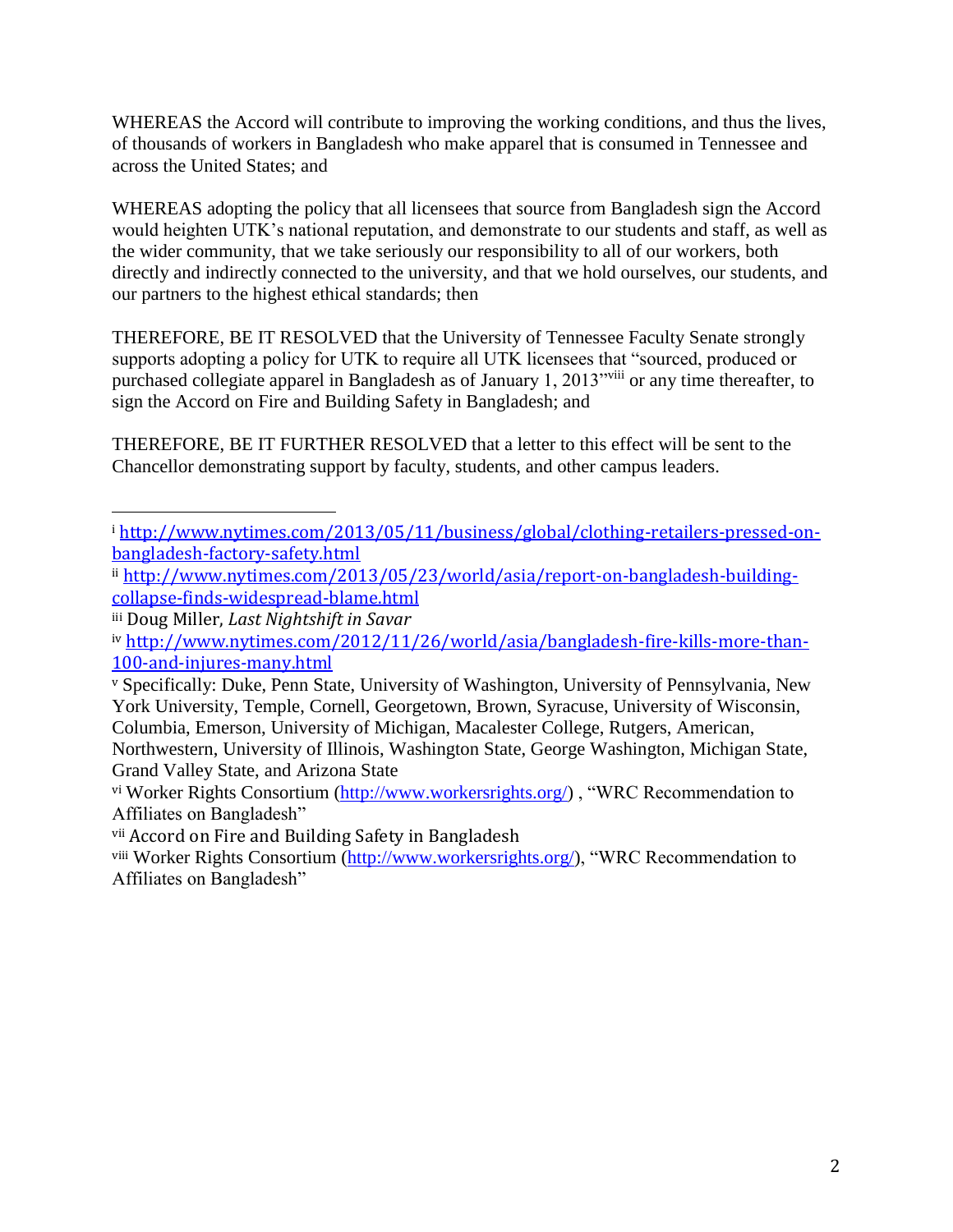WHEREAS the Accord will contribute to improving the working conditions, and thus the lives, of thousands of workers in Bangladesh who make apparel that is consumed in Tennessee and across the United States; and

WHEREAS adopting the policy that all licensees that source from Bangladesh sign the Accord would heighten UTK's national reputation, and demonstrate to our students and staff, as well as the wider community, that we take seriously our responsibility to all of our workers, both directly and indirectly connected to the university, and that we hold ourselves, our students, and our partners to the highest ethical standards; then

THEREFORE, BE IT RESOLVED that the University of Tennessee Faculty Senate strongly supports adopting a policy for UTK to require all UTK licensees that "sourced, produced or purchased collegiate apparel in Bangladesh as of January 1, 2013"[viii] or any time thereafter, to sign the Accord on Fire and Building Safety in Bangladesh; and

THEREFORE, BE IT FURTHER RESOLVED that a letter to this effect will be sent to the Chancellor demonstrating support by faculty, students, and other campus leaders.

---

[i] http://www.nytimes.com/2013/05/11/business/global/clothing-retailers-pressed-on-bangladesh-factory-safety.html

[ii] http://www.nytimes.com/2013/05/23/world/asia/report-on-bangladesh-building-collapse-finds-widespread-blame.html

[iii] Doug Miller, *Last Nightshift in Savar*

[iv] http://www.nytimes.com/2012/11/26/world/asia/bangladesh-fire-kills-more-than-100-and-injures-many.html

[v] Specifically: Duke, Penn State, University of Washington, University of Pennsylvania, New York University, Temple, Cornell, Georgetown, Brown, Syracuse, University of Wisconsin, Columbia, Emerson, University of Michigan, Macalester College, Rutgers, American, Northwestern, University of Illinois, Washington State, George Washington, Michigan State, Grand Valley State, and Arizona State

[vi] Worker Rights Consortium (http://www.workersrights.org/) , "WRC Recommendation to Affiliates on Bangladesh"

[vii] Accord on Fire and Building Safety in Bangladesh

[viii] Worker Rights Consortium (http://www.workersrights.org/), "WRC Recommendation to Affiliates on Bangladesh"